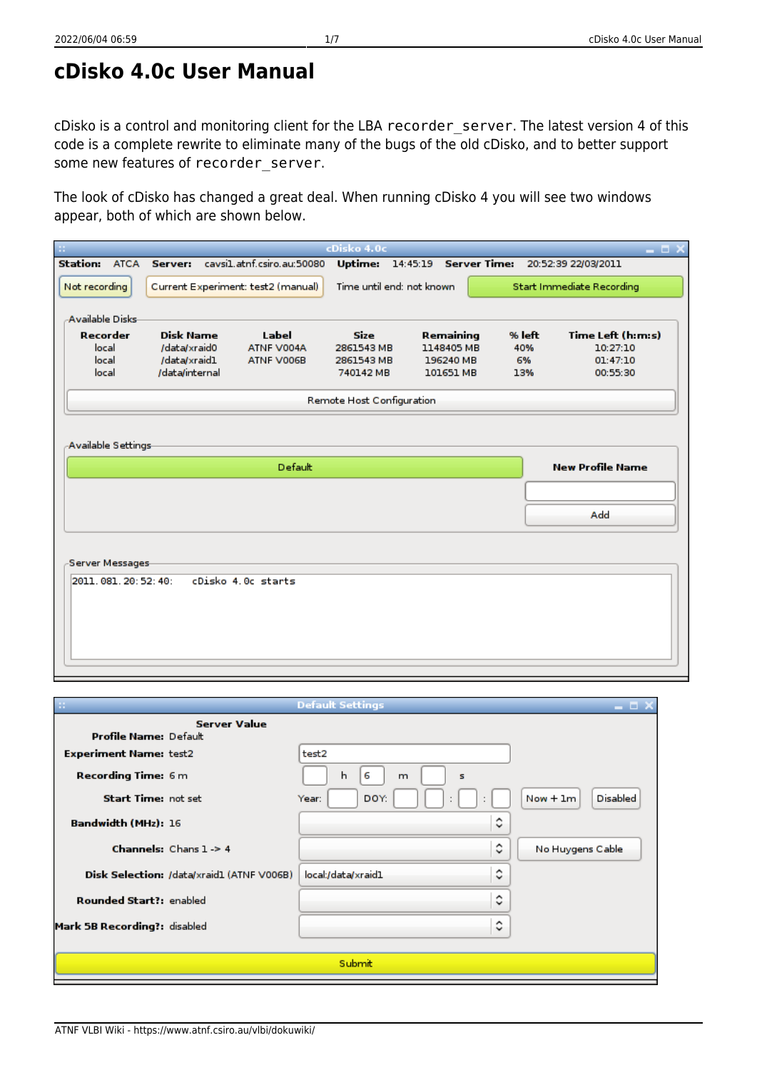# cDisko 4.0c User Manual

cDisko is a control and monitoring client for the LBA `recorder_server`. The latest version 4 of this code is a complete rewrite to eliminate many of the bugs of the old cDisko, and to better support some new features of `recorder_server`.

The look of cDisko has changed a great deal. When running cDisko 4 you will see two windows appear, both of which are shown below.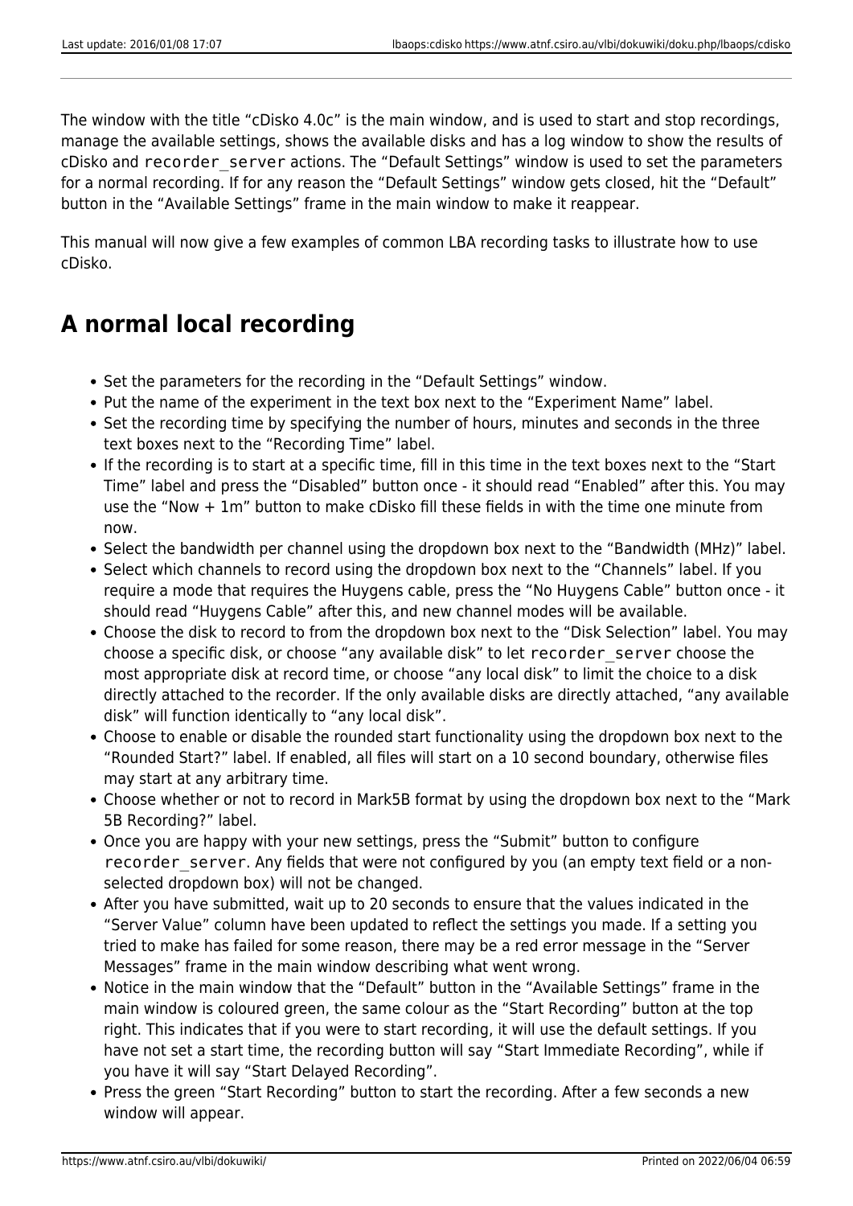The window with the title “cDisko 4.0c” is the main window, and is used to start and stop recordings, manage the available settings, shows the available disks and has a log window to show the results of cDisko and `recorder_server` actions. The “Default Settings” window is used to set the parameters for a normal recording. If for any reason the “Default Settings” window gets closed, hit the “Default” button in the “Available Settings” frame in the main window to make it reappear.

This manual will now give a few examples of common LBA recording tasks to illustrate how to use cDisko.

## A normal local recording

- Set the parameters for the recording in the “Default Settings” window.
- Put the name of the experiment in the text box next to the “Experiment Name” label.
- Set the recording time by specifying the number of hours, minutes and seconds in the three text boxes next to the “Recording Time” label.
- If the recording is to start at a specific time, fill in this time in the text boxes next to the “Start Time” label and press the “Disabled” button once - it should read “Enabled” after this. You may use the “Now + 1m” button to make cDisko fill these fields in with the time one minute from now.
- Select the bandwidth per channel using the dropdown box next to the “Bandwidth (MHz)” label.
- Select which channels to record using the dropdown box next to the “Channels” label. If you require a mode that requires the Huygens cable, press the “No Huygens Cable” button once - it should read “Huygens Cable” after this, and new channel modes will be available.
- Choose the disk to record to from the dropdown box next to the “Disk Selection” label. You may choose a specific disk, or choose “any available disk” to let `recorder_server` choose the most appropriate disk at record time, or choose “any local disk” to limit the choice to a disk directly attached to the recorder. If the only available disks are directly attached, “any available disk” will function identically to “any local disk”.
- Choose to enable or disable the rounded start functionality using the dropdown box next to the “Rounded Start?” label. If enabled, all files will start on a 10 second boundary, otherwise files may start at any arbitrary time.
- Choose whether or not to record in Mark5B format by using the dropdown box next to the “Mark 5B Recording?” label.
- Once you are happy with your new settings, press the “Submit” button to configure `recorder_server`. Any fields that were not configured by you (an empty text field or a non-selected dropdown box) will not be changed.
- After you have submitted, wait up to 20 seconds to ensure that the values indicated in the “Server Value” column have been updated to reflect the settings you made. If a setting you tried to make has failed for some reason, there may be a red error message in the “Server Messages” frame in the main window describing what went wrong.
- Notice in the main window that the “Default” button in the “Available Settings” frame in the main window is coloured green, the same colour as the “Start Recording” button at the top right. This indicates that if you were to start recording, it will use the default settings. If you have not set a start time, the recording button will say “Start Immediate Recording”, while if you have it will say “Start Delayed Recording”.
- Press the green “Start Recording” button to start the recording. After a few seconds a new window will appear.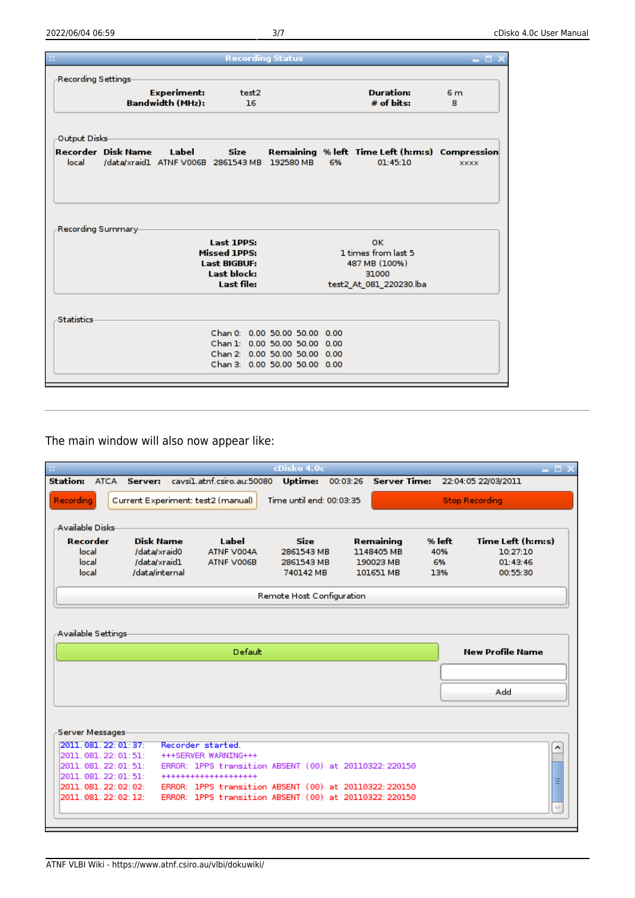**Recording Status**

Recording Settings

| | | | |
|---|---|---|---|
| **Experiment:** | test2 | **Duration:** | 6 m |
| **Bandwidth (MHz):** | 16 | **# of bits:** | 8 |

Output Disks

| Recorder | Disk Name | Label | Size | Remaining | % left | Time Left (h:m:s) | Compression |
|---|---|---|---|---|---|---|---|
| local | /data/xraid1 | ATNF V006B | 2861543 MB | 192580 MB | 6% | 01:45:10 | xxxx |

Recording Summary

| | |
|---|---|
| **Last 1PPS:** | OK |
| **Missed 1PPS:** | 1 times from last 5 |
| **Last BIGBUF:** | 487 MB (100%) |
| **Last block:** | 31000 |
| **Last file:** | test2_At_081_220230.lba |

Statistics

```
Chan 0:  0.00  50.00  50.00  0.00
Chan 1:  0.00  50.00  50.00  0.00
Chan 2:  0.00  50.00  50.00  0.00
Chan 3:  0.00  50.00  50.00  0.00
```

---

The main window will also now appear like:

**cDisko 4.0c**

**Station:** ATCA **Server:** cavsi1.atnf.csiro.au:50080 **Uptime:** 00:03:26 **Server Time:** 22:04:05 22/03/2011

Recording | Current Experiment: test2 (manual) | Time until end: 00:03:35 | Stop Recording

Available Disks

| Recorder | Disk Name | Label | Size | Remaining | % left | Time Left (h:m:s) |
|---|---|---|---|---|---|---|
| local | /data/xraid0 | ATNF V004A | 2861543 MB | 1148405 MB | 40% | 10:27:10 |
| local | /data/xraid1 | ATNF V006B | 2861543 MB | 190023 MB | 6% | 01:43:46 |
| local | /data/internal | | 740142 MB | 101651 MB | 13% | 00:55:30 |

Remote Host Configuration

Available Settings

Default | **New Profile Name** | Add

Server Messages

```
2011.081.22:01:37:   Recorder started.
2011.081.22:01:51:   +++SERVER WARNING+++
2011.081.22:01:51:   ERROR: 1PPS transition ABSENT (00) at 20110322:220150
2011.081.22:01:51:   ++++++++++++++++++++
2011.081.22:02:02:   ERROR: 1PPS transition ABSENT (00) at 20110322:220150
2011.081.22:02:12:   ERROR: 1PPS transition ABSENT (00) at 20110322:220150
```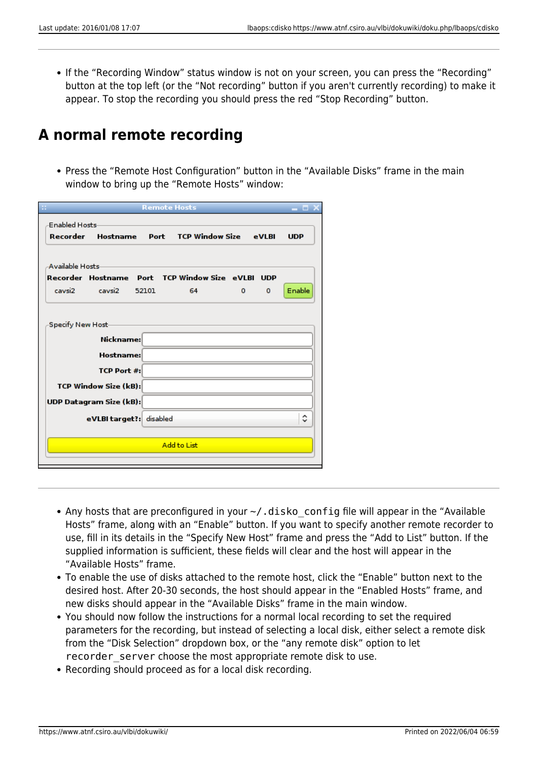- If the "Recording Window" status window is not on your screen, you can press the "Recording" button at the top left (or the "Not recording" button if you aren't currently recording) to make it appear. To stop the recording you should press the red "Stop Recording" button.

## A normal remote recording

- Press the "Remote Host Configuration" button in the "Available Disks" frame in the main window to bring up the "Remote Hosts" window:

---

- Any hosts that are preconfigured in your `~/.disko_config` file will appear in the "Available Hosts" frame, along with an "Enable" button. If you want to specify another remote recorder to use, fill in its details in the "Specify New Host" frame and press the "Add to List" button. If the supplied information is sufficient, these fields will clear and the host will appear in the "Available Hosts" frame.
- To enable the use of disks attached to the remote host, click the "Enable" button next to the desired host. After 20-30 seconds, the host should appear in the "Enabled Hosts" frame, and new disks should appear in the "Available Disks" frame in the main window.
- You should now follow the instructions for a normal local recording to set the required parameters for the recording, but instead of selecting a local disk, either select a remote disk from the "Disk Selection" dropdown box, or the "any remote disk" option to let `recorder_server` choose the most appropriate remote disk to use.
- Recording should proceed as for a local disk recording.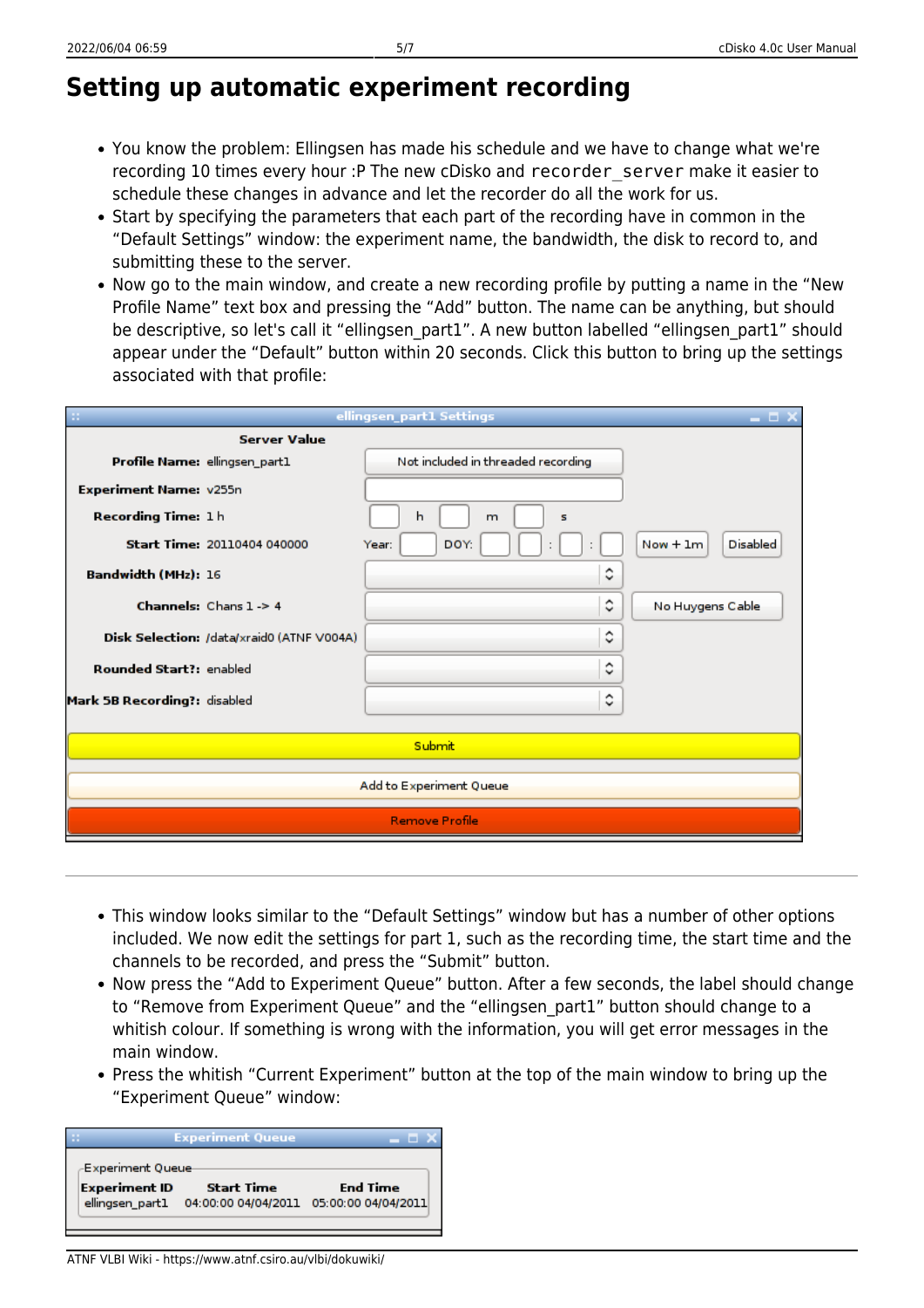# Setting up automatic experiment recording

- You know the problem: Ellingsen has made his schedule and we have to change what we're recording 10 times every hour :P The new cDisko and `recorder_server` make it easier to schedule these changes in advance and let the recorder do all the work for us.
- Start by specifying the parameters that each part of the recording have in common in the "Default Settings" window: the experiment name, the bandwidth, the disk to record to, and submitting these to the server.
- Now go to the main window, and create a new recording profile by putting a name in the "New Profile Name" text box and pressing the "Add" button. The name can be anything, but should be descriptive, so let's call it "ellingsen_part1". A new button labelled "ellingsen_part1" should appear under the "Default" button within 20 seconds. Click this button to bring up the settings associated with that profile:

ellingsen_part1 Settings

| | Server Value | |
|---|---|---|
| **Profile Name:** | ellingsen_part1 | Not included in threaded recording |
| **Experiment Name:** | v255n | |
| **Recording Time:** | 1 h | h m s |
| **Start Time:** | 20110404 040000 | Year: DOY: : : Now + 1m Disabled |
| **Bandwidth (MHz):** | 16 | |
| **Channels:** | Chans 1 -> 4 | No Huygens Cable |
| **Disk Selection:** | /data/xraid0 (ATNF V004A) | |
| **Rounded Start?:** | enabled | |
| **Mark 5B Recording?:** | disabled | |

Submit

Add to Experiment Queue

Remove Profile

---

- This window looks similar to the "Default Settings" window but has a number of other options included. We now edit the settings for part 1, such as the recording time, the start time and the channels to be recorded, and press the "Submit" button.
- Now press the "Add to Experiment Queue" button. After a few seconds, the label should change to "Remove from Experiment Queue" and the "ellingsen_part1" button should change to a whitish colour. If something is wrong with the information, you will get error messages in the main window.
- Press the whitish "Current Experiment" button at the top of the main window to bring up the "Experiment Queue" window:

Experiment Queue

| Experiment ID | Start Time | End Time |
|---|---|---|
| ellingsen_part1 | 04:00:00 04/04/2011 | 05:00:00 04/04/2011 |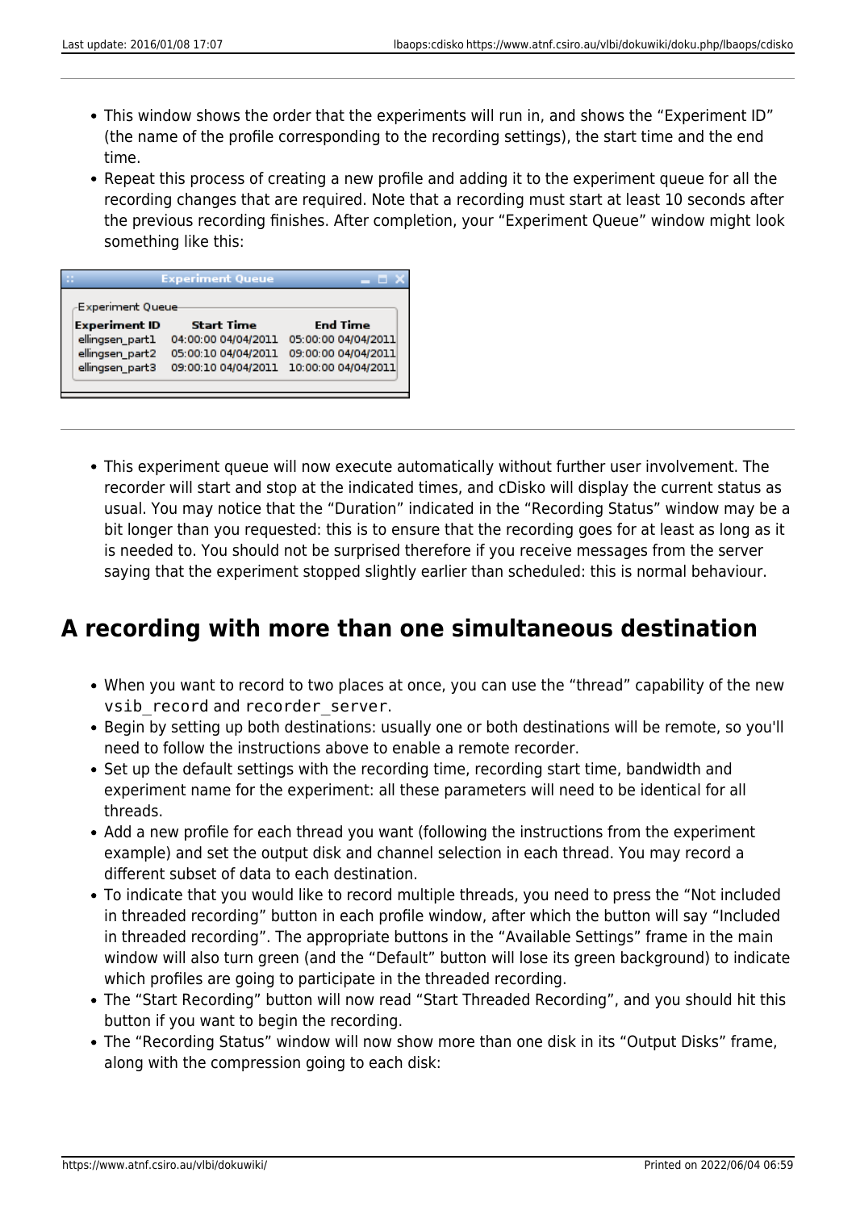- This window shows the order that the experiments will run in, and shows the "Experiment ID" (the name of the profile corresponding to the recording settings), the start time and the end time.
- Repeat this process of creating a new profile and adding it to the experiment queue for all the recording changes that are required. Note that a recording must start at least 10 seconds after the previous recording finishes. After completion, your "Experiment Queue" window might look something like this:

Experiment Queue

| Experiment ID | Start Time | End Time |
| --- | --- | --- |
| ellingsen_part1 | 04:00:00 04/04/2011 | 05:00:00 04/04/2011 |
| ellingsen_part2 | 05:00:10 04/04/2011 | 09:00:00 04/04/2011 |
| ellingsen_part3 | 09:00:10 04/04/2011 | 10:00:00 04/04/2011 |

---

- This experiment queue will now execute automatically without further user involvement. The recorder will start and stop at the indicated times, and cDisko will display the current status as usual. You may notice that the "Duration" indicated in the "Recording Status" window may be a bit longer than you requested: this is to ensure that the recording goes for at least as long as it is needed to. You should not be surprised therefore if you receive messages from the server saying that the experiment stopped slightly earlier than scheduled: this is normal behaviour.

## A recording with more than one simultaneous destination

- When you want to record to two places at once, you can use the "thread" capability of the new `vsib_record` and `recorder_server`.
- Begin by setting up both destinations: usually one or both destinations will be remote, so you'll need to follow the instructions above to enable a remote recorder.
- Set up the default settings with the recording time, recording start time, bandwidth and experiment name for the experiment: all these parameters will need to be identical for all threads.
- Add a new profile for each thread you want (following the instructions from the experiment example) and set the output disk and channel selection in each thread. You may record a different subset of data to each destination.
- To indicate that you would like to record multiple threads, you need to press the "Not included in threaded recording" button in each profile window, after which the button will say "Included in threaded recording". The appropriate buttons in the "Available Settings" frame in the main window will also turn green (and the "Default" button will lose its green background) to indicate which profiles are going to participate in the threaded recording.
- The "Start Recording" button will now read "Start Threaded Recording", and you should hit this button if you want to begin the recording.
- The "Recording Status" window will now show more than one disk in its "Output Disks" frame, along with the compression going to each disk: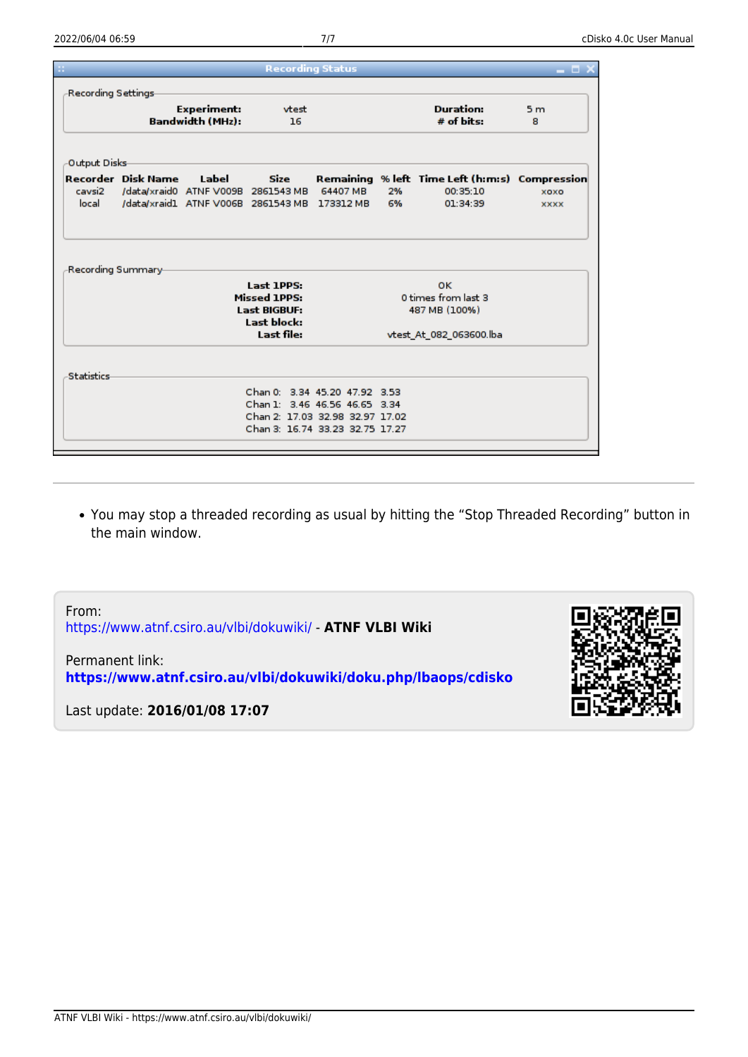**Recording Status**

Recording Settings

| | | | |
|---|---|---|---|
| **Experiment:** | vtest | **Duration:** | 5 m |
| **Bandwidth (MHz):** | 16 | **# of bits:** | 8 |

Output Disks

| Recorder | Disk Name | Label | Size | Remaining | % left | Time Left (h:m:s) | Compression |
|---|---|---|---|---|---|---|---|
| cavsi2 | /data/xraid0 | ATNF V009B | 2861543 MB | 64407 MB | 2% | 00:35:10 | xoxo |
| local | /data/xraid1 | ATNF V006B | 2861543 MB | 173312 MB | 6% | 01:34:39 | xxxx |

Recording Summary

| | |
|---|---|
| **Last 1PPS:** | OK |
| **Missed 1PPS:** | 0 times from last 3 |
| **Last BIGBUF:** | 487 MB (100%) |
| **Last block:** | |
| **Last file:** | vtest_At_082_063600.lba |

Statistics

| | | | | |
|---|---|---|---|---|
| Chan 0: | 3.34 | 45.20 | 47.92 | 3.53 |
| Chan 1: | 3.46 | 46.56 | 46.65 | 3.34 |
| Chan 2: | 17.03 | 32.98 | 32.97 | 17.02 |
| Chan 3: | 16.74 | 33.23 | 32.75 | 17.27 |

---

- You may stop a threaded recording as usual by hitting the "Stop Threaded Recording" button in the main window.

From:
https://www.atnf.csiro.au/vlbi/dokuwiki/ - **ATNF VLBI Wiki**

Permanent link:
**https://www.atnf.csiro.au/vlbi/dokuwiki/doku.php/lbaops/cdisko**

Last update: **2016/01/08 17:07**